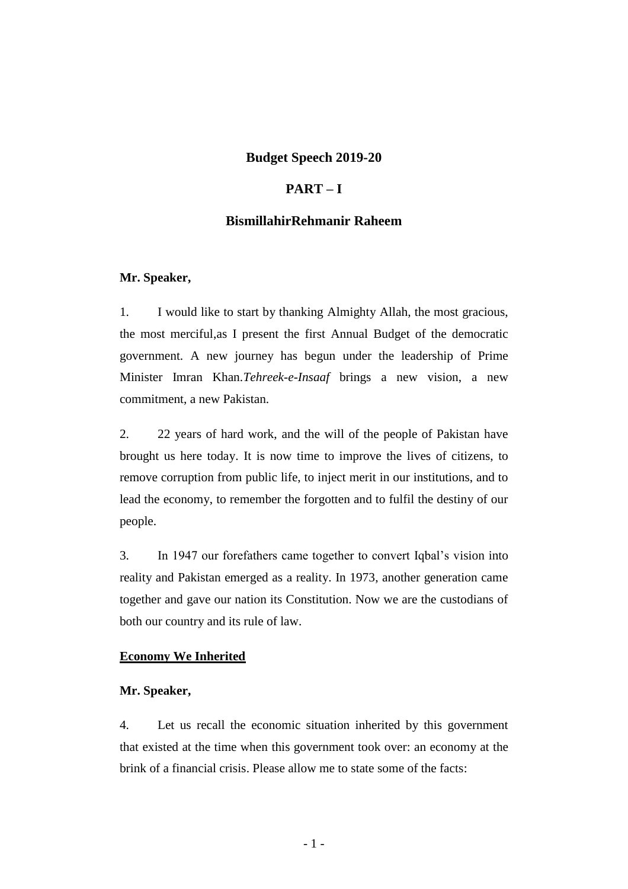# Budget Speech 2019-20

## PART – I

### BismillahirRehmanir Raheem

**Mr. Speaker,**

1. I would like to start by thanking Almighty Allah, the most gracious, the most merciful,as I present the first Annual Budget of the democratic government. A new journey has begun under the leadership of Prime Minister Imran Khan.*Tehreek-e-Insaaf* brings a new vision, a new commitment, a new Pakistan.

2. 22 years of hard work, and the will of the people of Pakistan have brought us here today. It is now time to improve the lives of citizens, to remove corruption from public life, to inject merit in our institutions, and to lead the economy, to remember the forgotten and to fulfil the destiny of our people.

3. In 1947 our forefathers came together to convert Iqbal's vision into reality and Pakistan emerged as a reality. In 1973, another generation came together and gave our nation its Constitution. Now we are the custodians of both our country and its rule of law.

**Economy We Inherited**

**Mr. Speaker,**

4. Let us recall the economic situation inherited by this government that existed at the time when this government took over: an economy at the brink of a financial crisis. Please allow me to state some of the facts: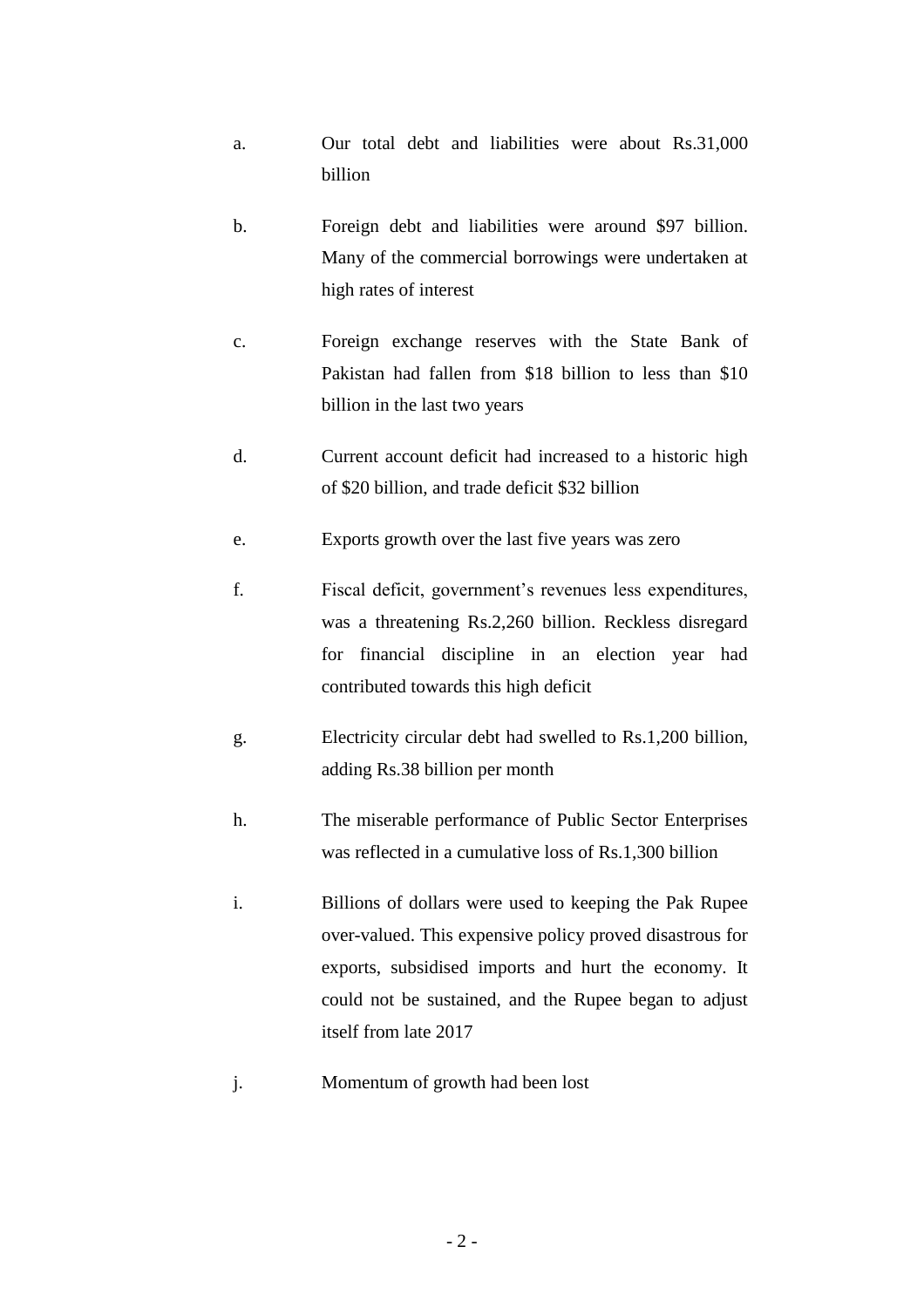a. Our total debt and liabilities were about Rs.31,000 billion

b. Foreign debt and liabilities were around $97 billion. Many of the commercial borrowings were undertaken at high rates of interest

c. Foreign exchange reserves with the State Bank of Pakistan had fallen from $18 billion to less than $10 billion in the last two years

d. Current account deficit had increased to a historic high of $20 billion, and trade deficit $32 billion

e. Exports growth over the last five years was zero

f. Fiscal deficit, government's revenues less expenditures, was a threatening Rs.2,260 billion. Reckless disregard for financial discipline in an election year had contributed towards this high deficit

g. Electricity circular debt had swelled to Rs.1,200 billion, adding Rs.38 billion per month

h. The miserable performance of Public Sector Enterprises was reflected in a cumulative loss of Rs.1,300 billion

i. Billions of dollars were used to keeping the Pak Rupee over-valued. This expensive policy proved disastrous for exports, subsidised imports and hurt the economy. It could not be sustained, and the Rupee began to adjust itself from late 2017

j. Momentum of growth had been lost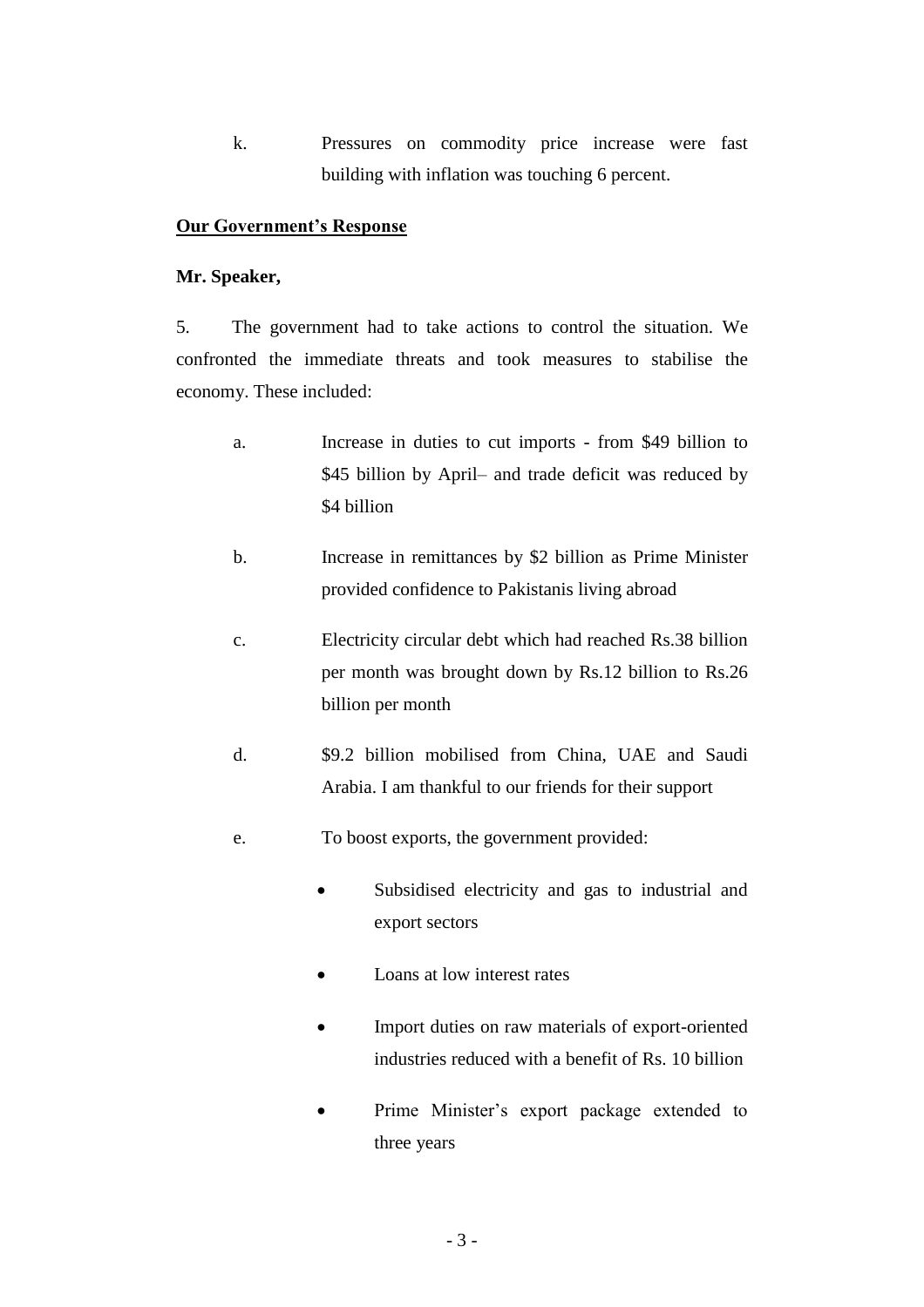k. Pressures on commodity price increase were fast building with inflation was touching 6 percent.

**Our Government's Response**

**Mr. Speaker,**

5. The government had to take actions to control the situation. We confronted the immediate threats and took measures to stabilise the economy. These included:

a. Increase in duties to cut imports - from $49 billion to $45 billion by April– and trade deficit was reduced by $4 billion

b. Increase in remittances by $2 billion as Prime Minister provided confidence to Pakistanis living abroad

c. Electricity circular debt which had reached Rs.38 billion per month was brought down by Rs.12 billion to Rs.26 billion per month

d. $9.2 billion mobilised from China, UAE and Saudi Arabia. I am thankful to our friends for their support

e. To boost exports, the government provided:

- Subsidised electricity and gas to industrial and export sectors
- Loans at low interest rates
- Import duties on raw materials of export-oriented industries reduced with a benefit of Rs. 10 billion
- Prime Minister's export package extended to three years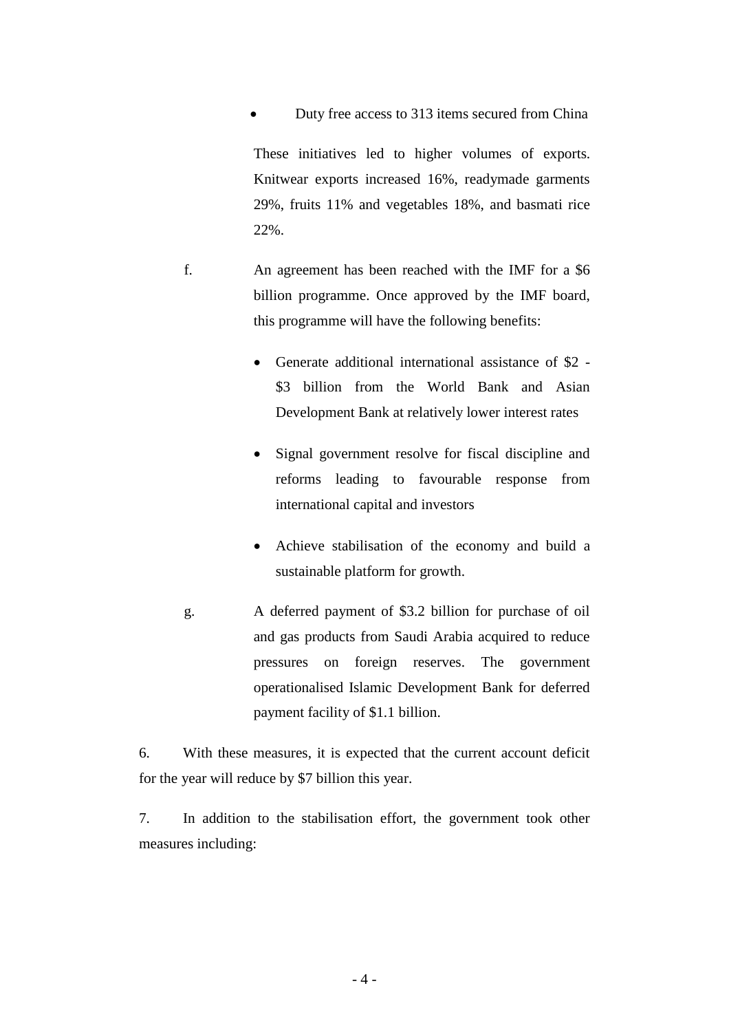- Duty free access to 313 items secured from China

These initiatives led to higher volumes of exports. Knitwear exports increased 16%, readymade garments 29%, fruits 11% and vegetables 18%, and basmati rice 22%.

f. An agreement has been reached with the IMF for a $6 billion programme. Once approved by the IMF board, this programme will have the following benefits:

- Generate additional international assistance of $2 - $3 billion from the World Bank and Asian Development Bank at relatively lower interest rates
- Signal government resolve for fiscal discipline and reforms leading to favourable response from international capital and investors
- Achieve stabilisation of the economy and build a sustainable platform for growth.

g. A deferred payment of $3.2 billion for purchase of oil and gas products from Saudi Arabia acquired to reduce pressures on foreign reserves. The government operationalised Islamic Development Bank for deferred payment facility of $1.1 billion.

6. With these measures, it is expected that the current account deficit for the year will reduce by $7 billion this year.

7. In addition to the stabilisation effort, the government took other measures including: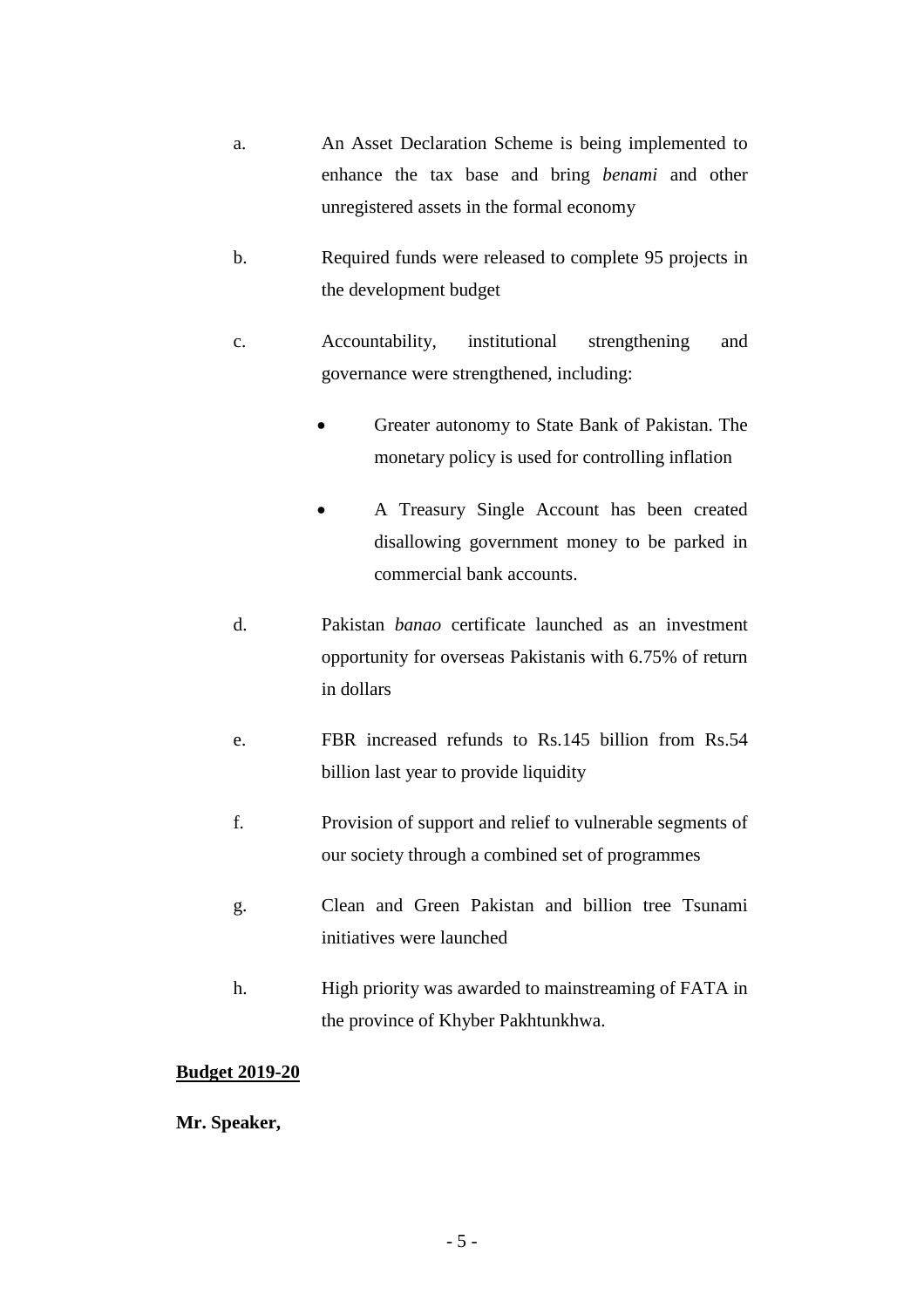a. An Asset Declaration Scheme is being implemented to enhance the tax base and bring *benami* and other unregistered assets in the formal economy

b. Required funds were released to complete 95 projects in the development budget

c. Accountability, institutional strengthening and governance were strengthened, including:

   - Greater autonomy to State Bank of Pakistan. The monetary policy is used for controlling inflation

   - A Treasury Single Account has been created disallowing government money to be parked in commercial bank accounts.

d. Pakistan *banao* certificate launched as an investment opportunity for overseas Pakistanis with 6.75% of return in dollars

e. FBR increased refunds to Rs.145 billion from Rs.54 billion last year to provide liquidity

f. Provision of support and relief to vulnerable segments of our society through a combined set of programmes

g. Clean and Green Pakistan and billion tree Tsunami initiatives were launched

h. High priority was awarded to mainstreaming of FATA in the province of Khyber Pakhtunkhwa.

**<u>Budget 2019-20</u>**

**Mr. Speaker,**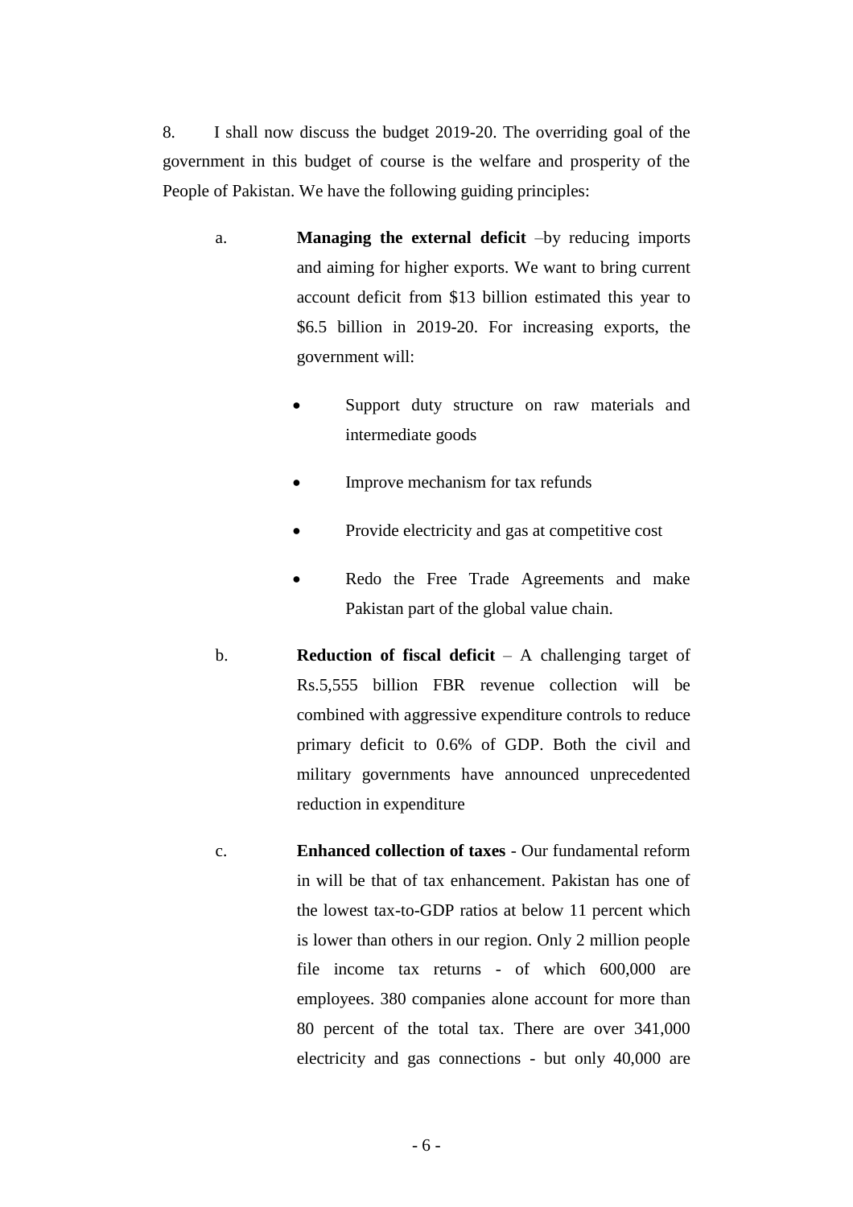8. I shall now discuss the budget 2019-20. The overriding goal of the government in this budget of course is the welfare and prosperity of the People of Pakistan. We have the following guiding principles:

a. **Managing the external deficit** –by reducing imports and aiming for higher exports. We want to bring current account deficit from $13 billion estimated this year to $6.5 billion in 2019-20. For increasing exports, the government will:

- Support duty structure on raw materials and intermediate goods
- Improve mechanism for tax refunds
- Provide electricity and gas at competitive cost
- Redo the Free Trade Agreements and make Pakistan part of the global value chain.

b. **Reduction of fiscal deficit** – A challenging target of Rs.5,555 billion FBR revenue collection will be combined with aggressive expenditure controls to reduce primary deficit to 0.6% of GDP. Both the civil and military governments have announced unprecedented reduction in expenditure

c. **Enhanced collection of taxes** - Our fundamental reform in will be that of tax enhancement. Pakistan has one of the lowest tax-to-GDP ratios at below 11 percent which is lower than others in our region. Only 2 million people file income tax returns - of which 600,000 are employees. 380 companies alone account for more than 80 percent of the total tax. There are over 341,000 electricity and gas connections - but only 40,000 are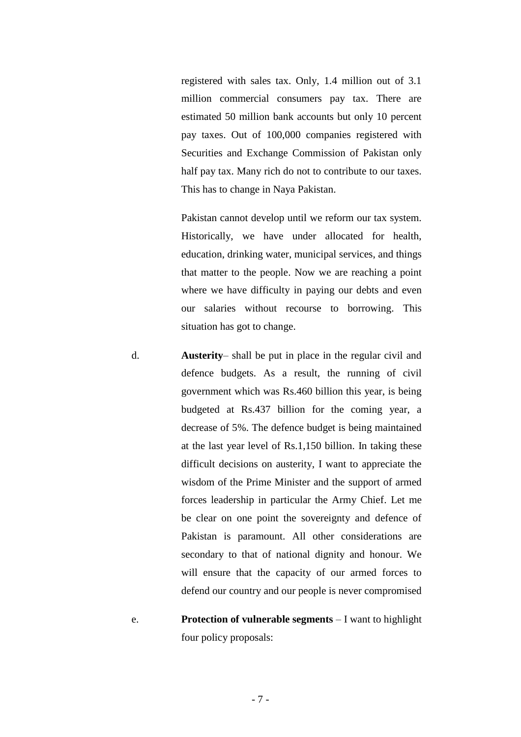registered with sales tax. Only, 1.4 million out of 3.1 million commercial consumers pay tax. There are estimated 50 million bank accounts but only 10 percent pay taxes. Out of 100,000 companies registered with Securities and Exchange Commission of Pakistan only half pay tax. Many rich do not to contribute to our taxes. This has to change in Naya Pakistan.

Pakistan cannot develop until we reform our tax system. Historically, we have under allocated for health, education, drinking water, municipal services, and things that matter to the people. Now we are reaching a point where we have difficulty in paying our debts and even our salaries without recourse to borrowing. This situation has got to change.

d. **Austerity**– shall be put in place in the regular civil and defence budgets. As a result, the running of civil government which was Rs.460 billion this year, is being budgeted at Rs.437 billion for the coming year, a decrease of 5%. The defence budget is being maintained at the last year level of Rs.1,150 billion. In taking these difficult decisions on austerity, I want to appreciate the wisdom of the Prime Minister and the support of armed forces leadership in particular the Army Chief. Let me be clear on one point the sovereignty and defence of Pakistan is paramount. All other considerations are secondary to that of national dignity and honour. We will ensure that the capacity of our armed forces to defend our country and our people is never compromised

e. **Protection of vulnerable segments** – I want to highlight four policy proposals: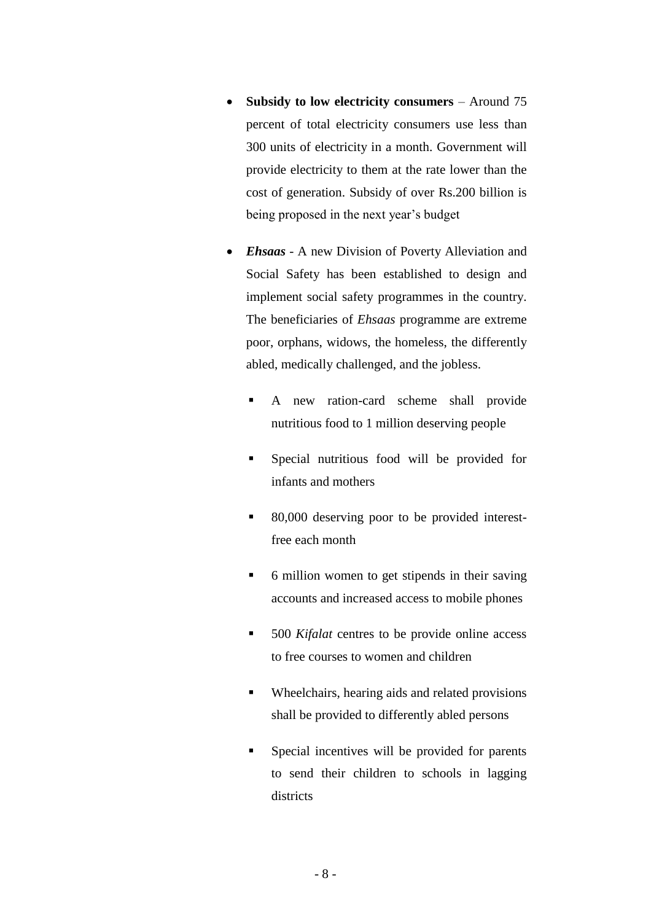- **Subsidy to low electricity consumers** – Around 75 percent of total electricity consumers use less than 300 units of electricity in a month. Government will provide electricity to them at the rate lower than the cost of generation. Subsidy of over Rs.200 billion is being proposed in the next year's budget

- ***Ehsaas*** - A new Division of Poverty Alleviation and Social Safety has been established to design and implement social safety programmes in the country. The beneficiaries of *Ehsaas* programme are extreme poor, orphans, widows, the homeless, the differently abled, medically challenged, and the jobless.

  - A new ration-card scheme shall provide nutritious food to 1 million deserving people

  - Special nutritious food will be provided for infants and mothers

  - 80,000 deserving poor to be provided interest-free each month

  - 6 million women to get stipends in their saving accounts and increased access to mobile phones

  - 500 *Kifalat* centres to be provide online access to free courses to women and children

  - Wheelchairs, hearing aids and related provisions shall be provided to differently abled persons

  - Special incentives will be provided for parents to send their children to schools in lagging districts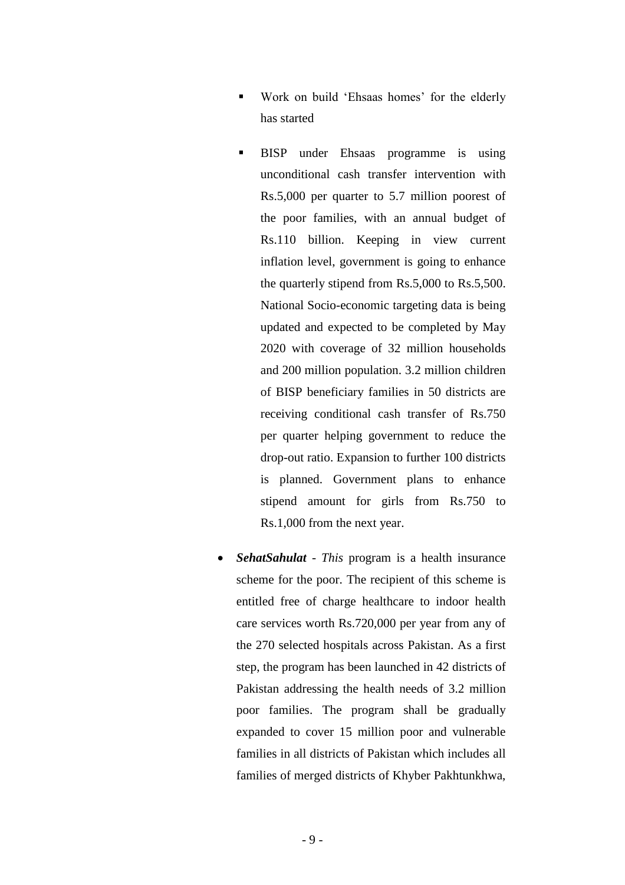- Work on build 'Ehsaas homes' for the elderly has started

  - BISP under Ehsaas programme is using unconditional cash transfer intervention with Rs.5,000 per quarter to 5.7 million poorest of the poor families, with an annual budget of Rs.110 billion. Keeping in view current inflation level, government is going to enhance the quarterly stipend from Rs.5,000 to Rs.5,500. National Socio-economic targeting data is being updated and expected to be completed by May 2020 with coverage of 32 million households and 200 million population. 3.2 million children of BISP beneficiary families in 50 districts are receiving conditional cash transfer of Rs.750 per quarter helping government to reduce the drop-out ratio. Expansion to further 100 districts is planned. Government plans to enhance stipend amount for girls from Rs.750 to Rs.1,000 from the next year.

- ***SehatSahulat** - This* program is a health insurance scheme for the poor. The recipient of this scheme is entitled free of charge healthcare to indoor health care services worth Rs.720,000 per year from any of the 270 selected hospitals across Pakistan. As a first step, the program has been launched in 42 districts of Pakistan addressing the health needs of 3.2 million poor families. The program shall be gradually expanded to cover 15 million poor and vulnerable families in all districts of Pakistan which includes all families of merged districts of Khyber Pakhtunkhwa,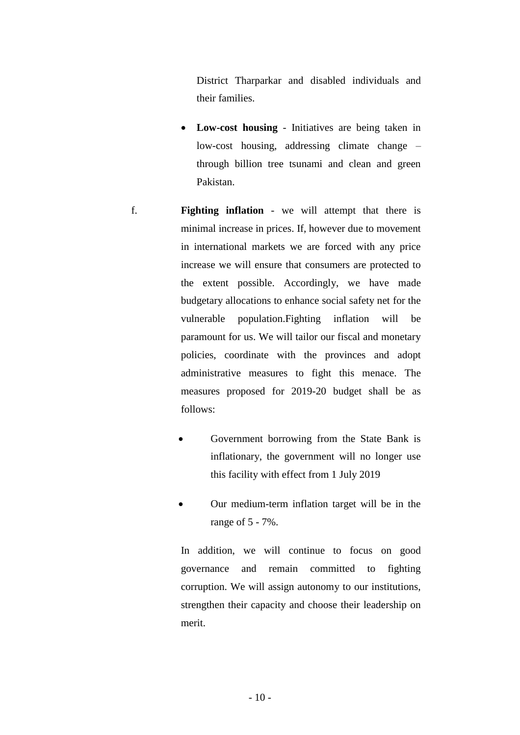District Tharparkar and disabled individuals and their families.

- **Low-cost housing** - Initiatives are being taken in low-cost housing, addressing climate change – through billion tree tsunami and clean and green Pakistan.

f. **Fighting inflation** - we will attempt that there is minimal increase in prices. If, however due to movement in international markets we are forced with any price increase we will ensure that consumers are protected to the extent possible. Accordingly, we have made budgetary allocations to enhance social safety net for the vulnerable population.Fighting inflation will be paramount for us. We will tailor our fiscal and monetary policies, coordinate with the provinces and adopt administrative measures to fight this menace. The measures proposed for 2019-20 budget shall be as follows:

- Government borrowing from the State Bank is inflationary, the government will no longer use this facility with effect from 1 July 2019
- Our medium-term inflation target will be in the range of 5 - 7%.

In addition, we will continue to focus on good governance and remain committed to fighting corruption. We will assign autonomy to our institutions, strengthen their capacity and choose their leadership on merit.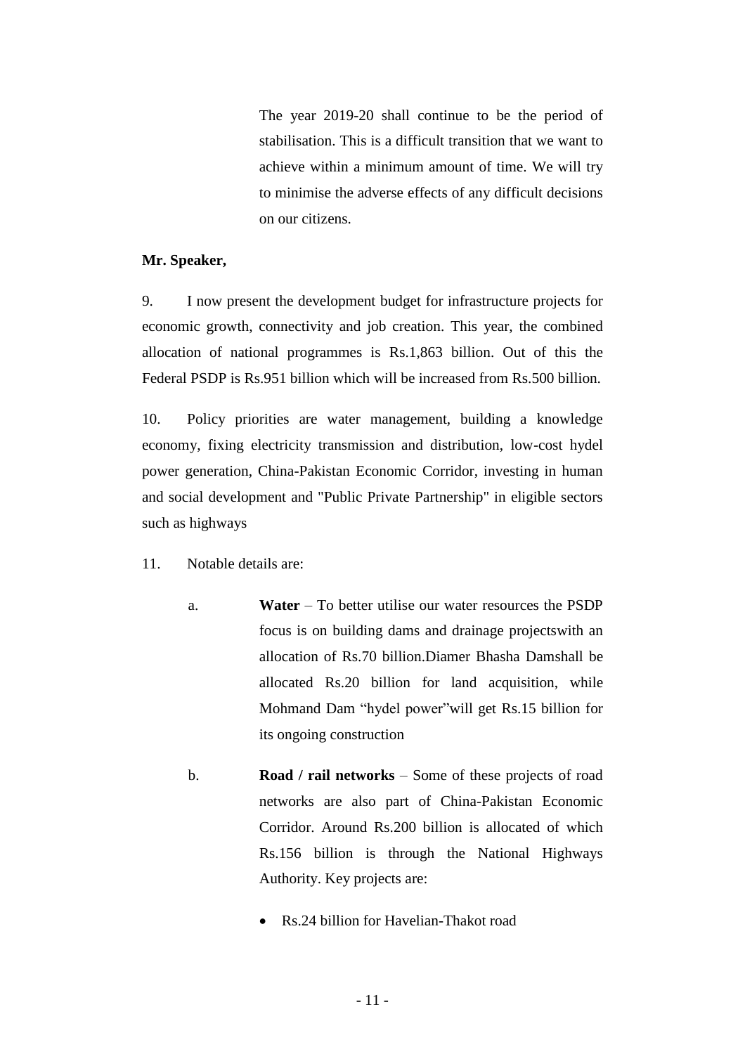The year 2019-20 shall continue to be the period of stabilisation. This is a difficult transition that we want to achieve within a minimum amount of time. We will try to minimise the adverse effects of any difficult decisions on our citizens.

**Mr. Speaker,**

9. I now present the development budget for infrastructure projects for economic growth, connectivity and job creation. This year, the combined allocation of national programmes is Rs.1,863 billion. Out of this the Federal PSDP is Rs.951 billion which will be increased from Rs.500 billion.

10. Policy priorities are water management, building a knowledge economy, fixing electricity transmission and distribution, low-cost hydel power generation, China-Pakistan Economic Corridor, investing in human and social development and "Public Private Partnership" in eligible sectors such as highways

11. Notable details are:

a. **Water** – To better utilise our water resources the PSDP focus is on building dams and drainage projectswith an allocation of Rs.70 billion.Diamer Bhasha Damshall be allocated Rs.20 billion for land acquisition, while Mohmand Dam "hydel power"will get Rs.15 billion for its ongoing construction

b. **Road / rail networks** – Some of these projects of road networks are also part of China-Pakistan Economic Corridor. Around Rs.200 billion is allocated of which Rs.156 billion is through the National Highways Authority. Key projects are:

- Rs.24 billion for Havelian-Thakot road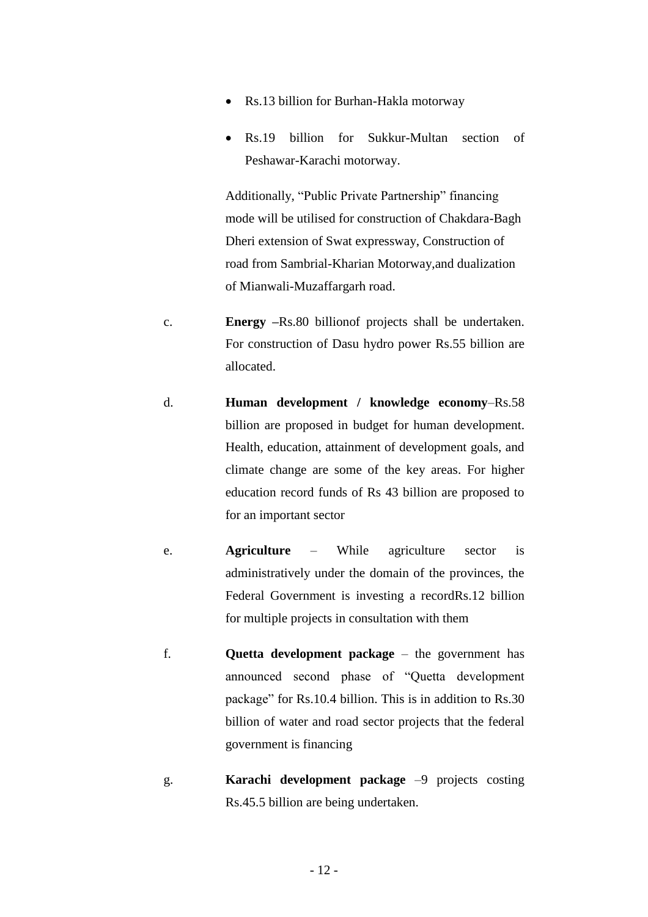- Rs.13 billion for Burhan-Hakla motorway
- Rs.19 billion for Sukkur-Multan section of Peshawar-Karachi motorway.

Additionally, "Public Private Partnership" financing mode will be utilised for construction of Chakdara-Bagh Dheri extension of Swat expressway, Construction of road from Sambrial-Kharian Motorway,and dualization of Mianwali-Muzaffargarh road.

c. **Energy** –Rs.80 billionof projects shall be undertaken. For construction of Dasu hydro power Rs.55 billion are allocated.

d. **Human development / knowledge economy**–Rs.58 billion are proposed in budget for human development. Health, education, attainment of development goals, and climate change are some of the key areas. For higher education record funds of Rs 43 billion are proposed to for an important sector

e. **Agriculture** – While agriculture sector is administratively under the domain of the provinces, the Federal Government is investing a recordRs.12 billion for multiple projects in consultation with them

f. **Quetta development package** – the government has announced second phase of "Quetta development package" for Rs.10.4 billion. This is in addition to Rs.30 billion of water and road sector projects that the federal government is financing

g. **Karachi development package** –9 projects costing Rs.45.5 billion are being undertaken.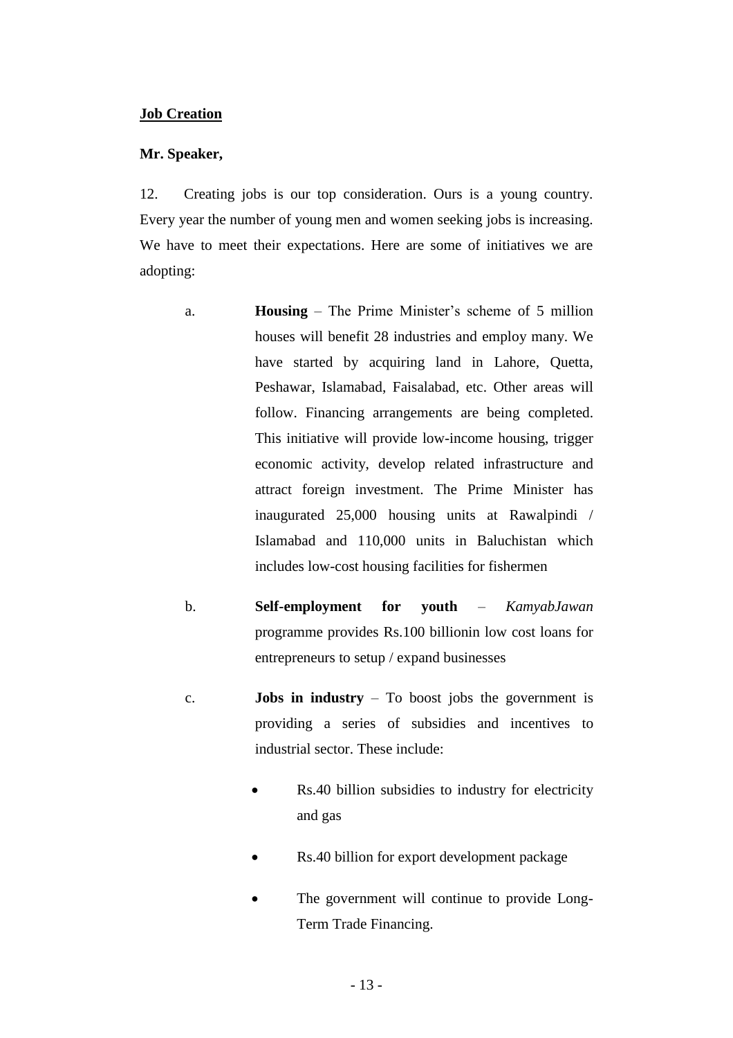**Job Creation**

**Mr. Speaker,**

12. Creating jobs is our top consideration. Ours is a young country. Every year the number of young men and women seeking jobs is increasing. We have to meet their expectations. Here are some of initiatives we are adopting:

a. **Housing** – The Prime Minister's scheme of 5 million houses will benefit 28 industries and employ many. We have started by acquiring land in Lahore, Quetta, Peshawar, Islamabad, Faisalabad, etc. Other areas will follow. Financing arrangements are being completed. This initiative will provide low-income housing, trigger economic activity, develop related infrastructure and attract foreign investment. The Prime Minister has inaugurated 25,000 housing units at Rawalpindi / Islamabad and 110,000 units in Baluchistan which includes low-cost housing facilities for fishermen

b. **Self-employment for youth** – *KamyabJawan* programme provides Rs.100 billionin low cost loans for entrepreneurs to setup / expand businesses

c. **Jobs in industry** – To boost jobs the government is providing a series of subsidies and incentives to industrial sector. These include:

   - Rs.40 billion subsidies to industry for electricity and gas
   - Rs.40 billion for export development package
   - The government will continue to provide Long-Term Trade Financing.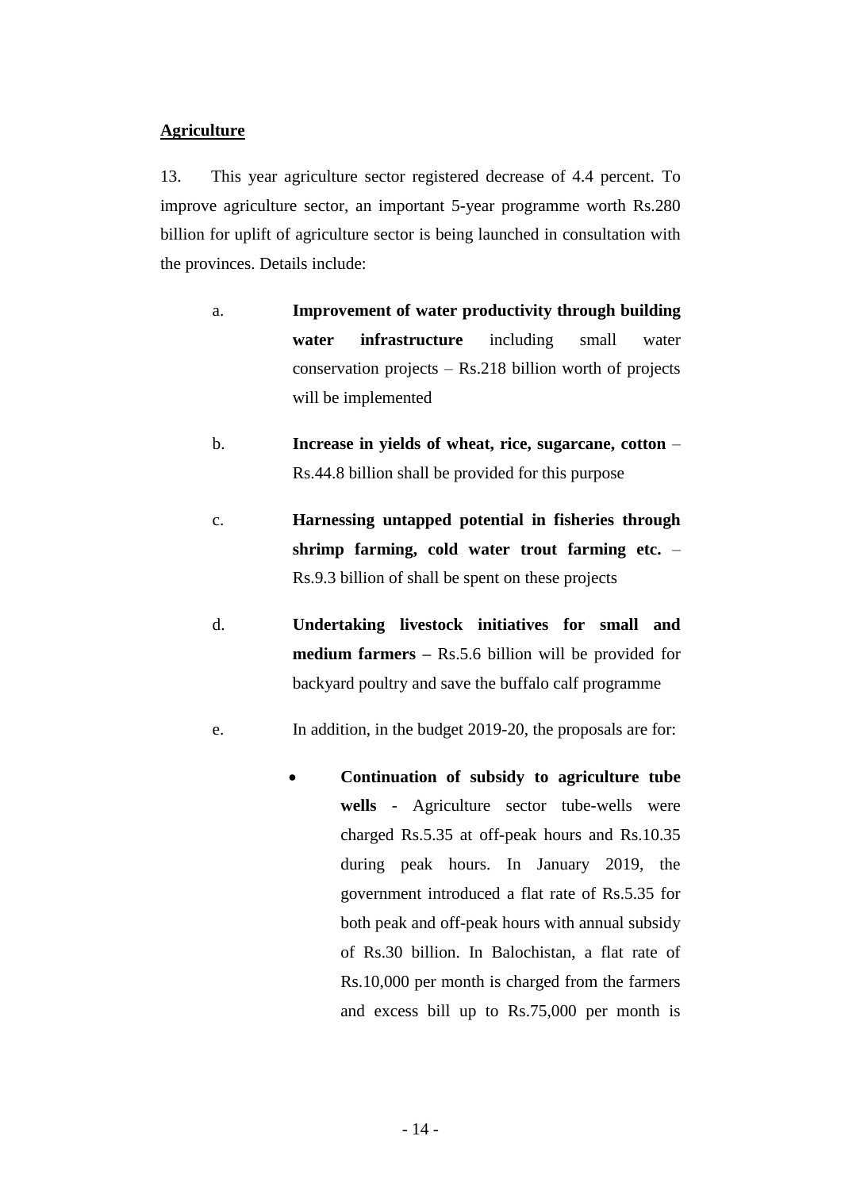**<u>Agriculture</u>**

13. This year agriculture sector registered decrease of 4.4 percent. To improve agriculture sector, an important 5-year programme worth Rs.280 billion for uplift of agriculture sector is being launched in consultation with the provinces. Details include:

a. **Improvement of water productivity through building water infrastructure** including small water conservation projects – Rs.218 billion worth of projects will be implemented

b. **Increase in yields of wheat, rice, sugarcane, cotton** – Rs.44.8 billion shall be provided for this purpose

c. **Harnessing untapped potential in fisheries through shrimp farming, cold water trout farming etc.** – Rs.9.3 billion of shall be spent on these projects

d. **Undertaking livestock initiatives for small and medium farmers –** Rs.5.6 billion will be provided for backyard poultry and save the buffalo calf programme

e. In addition, in the budget 2019-20, the proposals are for:

- **Continuation of subsidy to agriculture tube wells** - Agriculture sector tube-wells were charged Rs.5.35 at off-peak hours and Rs.10.35 during peak hours. In January 2019, the government introduced a flat rate of Rs.5.35 for both peak and off-peak hours with annual subsidy of Rs.30 billion. In Balochistan, a flat rate of Rs.10,000 per month is charged from the farmers and excess bill up to Rs.75,000 per month is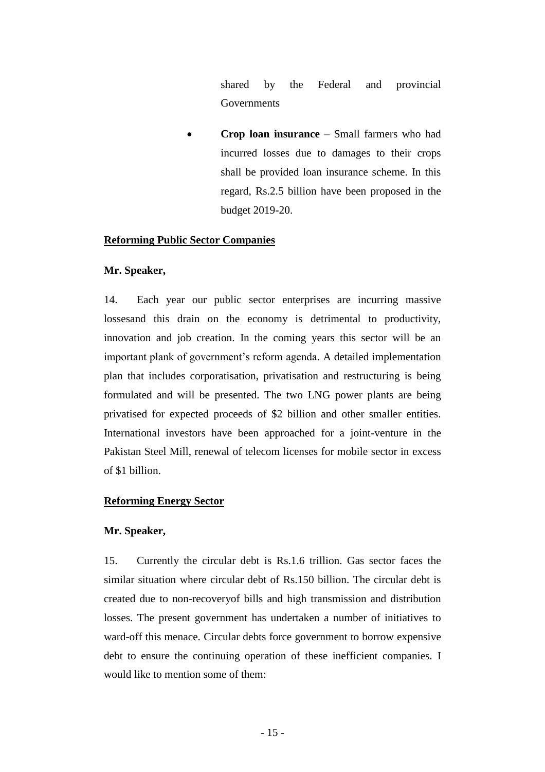shared by the Federal and provincial Governments

- **Crop loan insurance** – Small farmers who had incurred losses due to damages to their crops shall be provided loan insurance scheme. In this regard, Rs.2.5 billion have been proposed in the budget 2019-20.

**Reforming Public Sector Companies**

**Mr. Speaker,**

14. Each year our public sector enterprises are incurring massive lossesand this drain on the economy is detrimental to productivity, innovation and job creation. In the coming years this sector will be an important plank of government's reform agenda. A detailed implementation plan that includes corporatisation, privatisation and restructuring is being formulated and will be presented. The two LNG power plants are being privatised for expected proceeds of $2 billion and other smaller entities. International investors have been approached for a joint-venture in the Pakistan Steel Mill, renewal of telecom licenses for mobile sector in excess of $1 billion.

**Reforming Energy Sector**

**Mr. Speaker,**

15. Currently the circular debt is Rs.1.6 trillion. Gas sector faces the similar situation where circular debt of Rs.150 billion. The circular debt is created due to non-recoveryof bills and high transmission and distribution losses. The present government has undertaken a number of initiatives to ward-off this menace. Circular debts force government to borrow expensive debt to ensure the continuing operation of these inefficient companies. I would like to mention some of them: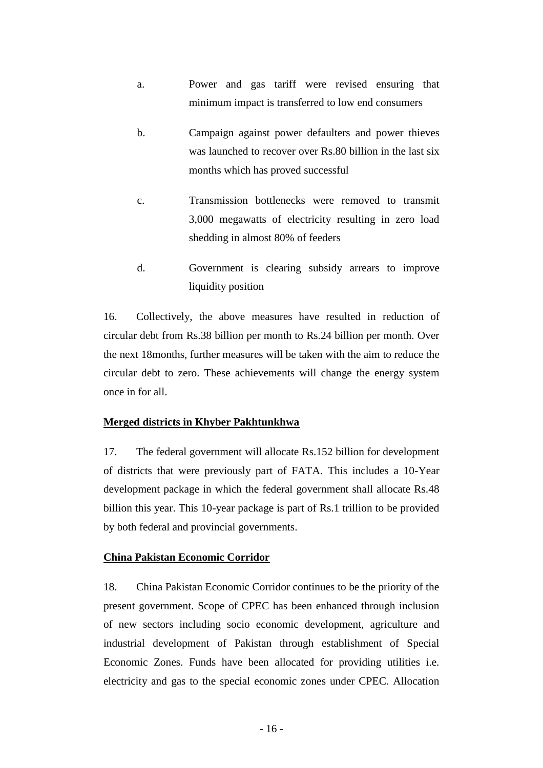a. Power and gas tariff were revised ensuring that minimum impact is transferred to low end consumers

b. Campaign against power defaulters and power thieves was launched to recover over Rs.80 billion in the last six months which has proved successful

c. Transmission bottlenecks were removed to transmit 3,000 megawatts of electricity resulting in zero load shedding in almost 80% of feeders

d. Government is clearing subsidy arrears to improve liquidity position

16. Collectively, the above measures have resulted in reduction of circular debt from Rs.38 billion per month to Rs.24 billion per month. Over the next 18months, further measures will be taken with the aim to reduce the circular debt to zero. These achievements will change the energy system once in for all.

**Merged districts in Khyber Pakhtunkhwa**

17. The federal government will allocate Rs.152 billion for development of districts that were previously part of FATA. This includes a 10-Year development package in which the federal government shall allocate Rs.48 billion this year. This 10-year package is part of Rs.1 trillion to be provided by both federal and provincial governments.

**China Pakistan Economic Corridor**

18. China Pakistan Economic Corridor continues to be the priority of the present government. Scope of CPEC has been enhanced through inclusion of new sectors including socio economic development, agriculture and industrial development of Pakistan through establishment of Special Economic Zones. Funds have been allocated for providing utilities i.e. electricity and gas to the special economic zones under CPEC. Allocation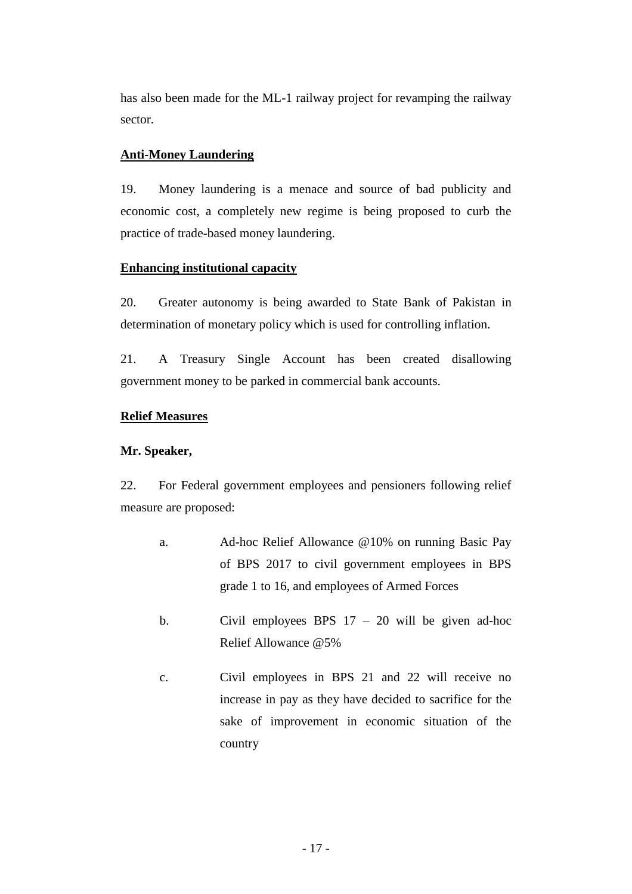has also been made for the ML-1 railway project for revamping the railway sector.

**Anti-Money Laundering**

19. Money laundering is a menace and source of bad publicity and economic cost, a completely new regime is being proposed to curb the practice of trade-based money laundering.

**Enhancing institutional capacity**

20. Greater autonomy is being awarded to State Bank of Pakistan in determination of monetary policy which is used for controlling inflation.

21. A Treasury Single Account has been created disallowing government money to be parked in commercial bank accounts.

**Relief Measures**

**Mr. Speaker,**

22. For Federal government employees and pensioners following relief measure are proposed:

a. Ad-hoc Relief Allowance @10% on running Basic Pay of BPS 2017 to civil government employees in BPS grade 1 to 16, and employees of Armed Forces

b. Civil employees BPS 17 – 20 will be given ad-hoc Relief Allowance @5%

c. Civil employees in BPS 21 and 22 will receive no increase in pay as they have decided to sacrifice for the sake of improvement in economic situation of the country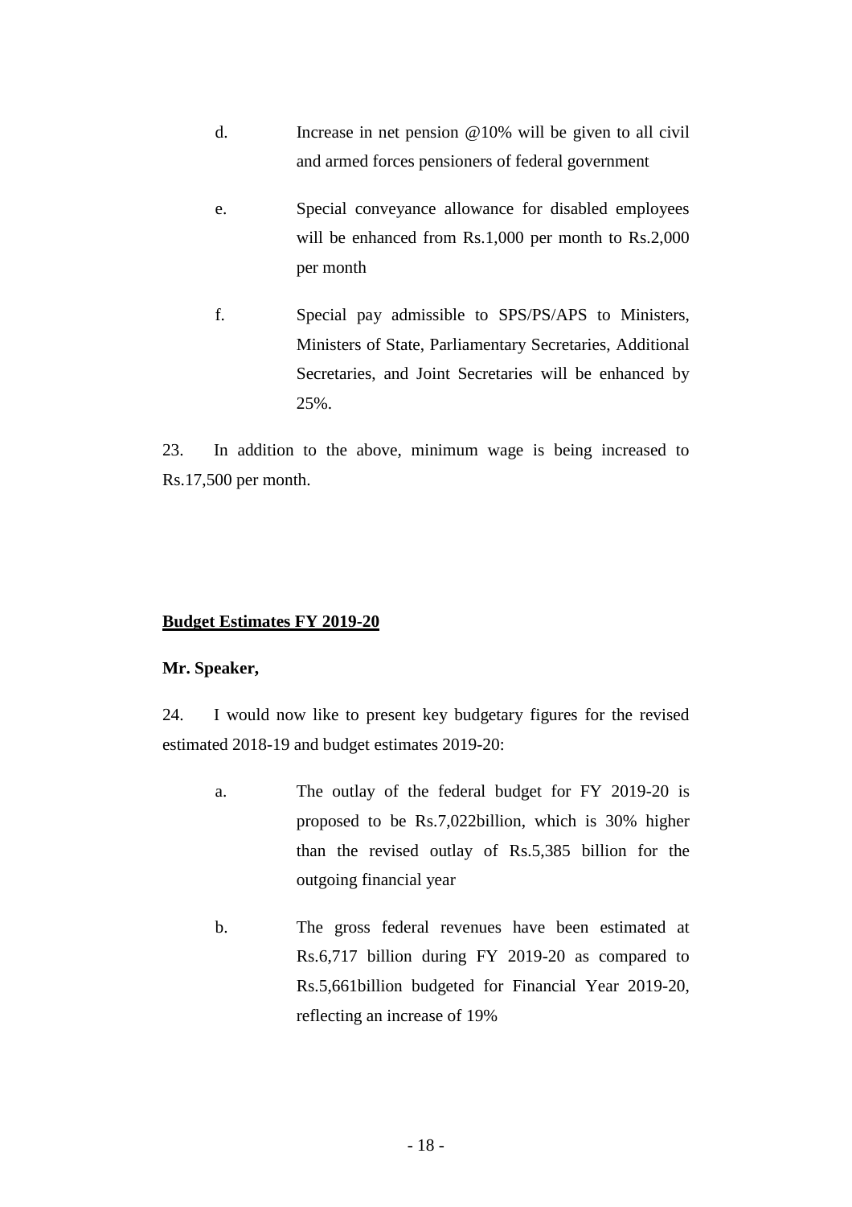d. Increase in net pension @10% will be given to all civil and armed forces pensioners of federal government

e. Special conveyance allowance for disabled employees will be enhanced from Rs.1,000 per month to Rs.2,000 per month

f. Special pay admissible to SPS/PS/APS to Ministers, Ministers of State, Parliamentary Secretaries, Additional Secretaries, and Joint Secretaries will be enhanced by 25%.

23. In addition to the above, minimum wage is being increased to Rs.17,500 per month.

**Budget Estimates FY 2019-20**

**Mr. Speaker,**

24. I would now like to present key budgetary figures for the revised estimated 2018-19 and budget estimates 2019-20:

a. The outlay of the federal budget for FY 2019-20 is proposed to be Rs.7,022billion, which is 30% higher than the revised outlay of Rs.5,385 billion for the outgoing financial year

b. The gross federal revenues have been estimated at Rs.6,717 billion during FY 2019-20 as compared to Rs.5,661billion budgeted for Financial Year 2019-20, reflecting an increase of 19%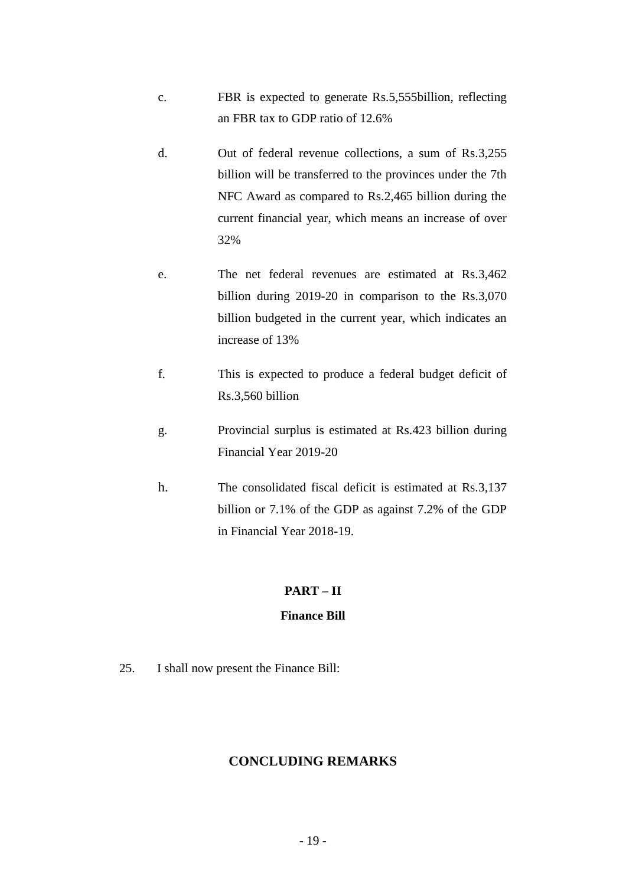c. FBR is expected to generate Rs.5,555billion, reflecting an FBR tax to GDP ratio of 12.6%

d. Out of federal revenue collections, a sum of Rs.3,255 billion will be transferred to the provinces under the 7th NFC Award as compared to Rs.2,465 billion during the current financial year, which means an increase of over 32%

e. The net federal revenues are estimated at Rs.3,462 billion during 2019-20 in comparison to the Rs.3,070 billion budgeted in the current year, which indicates an increase of 13%

f. This is expected to produce a federal budget deficit of Rs.3,560 billion

g. Provincial surplus is estimated at Rs.423 billion during Financial Year 2019-20

h. The consolidated fiscal deficit is estimated at Rs.3,137 billion or 7.1% of the GDP as against 7.2% of the GDP in Financial Year 2018-19.

## PART – II

### Finance Bill

25. I shall now present the Finance Bill:

## CONCLUDING REMARKS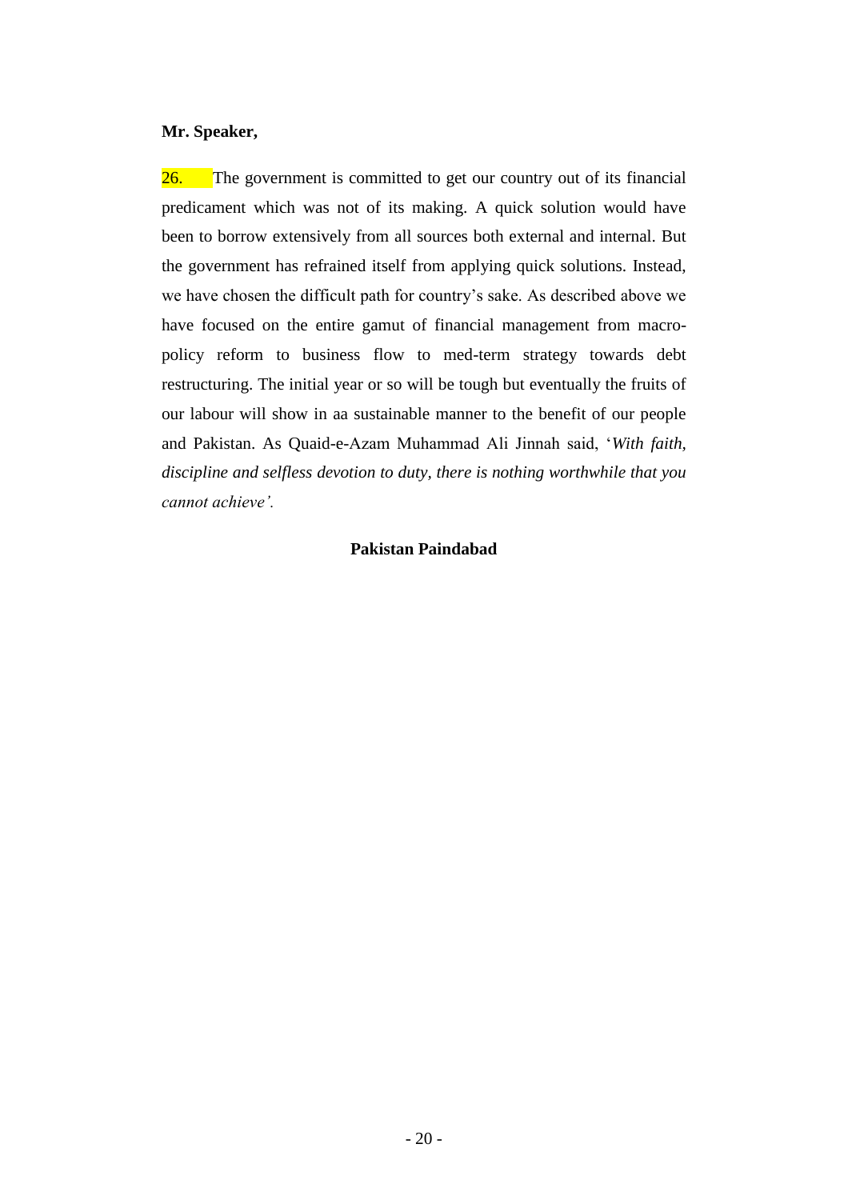**Mr. Speaker,**

26. The government is committed to get our country out of its financial predicament which was not of its making. A quick solution would have been to borrow extensively from all sources both external and internal. But the government has refrained itself from applying quick solutions. Instead, we have chosen the difficult path for country's sake. As described above we have focused on the entire gamut of financial management from macro-policy reform to business flow to med-term strategy towards debt restructuring. The initial year or so will be tough but eventually the fruits of our labour will show in aa sustainable manner to the benefit of our people and Pakistan. As Quaid-e-Azam Muhammad Ali Jinnah said, '*With faith, discipline and selfless devotion to duty, there is nothing worthwhile that you cannot achieve'.*

**Pakistan Paindabad**